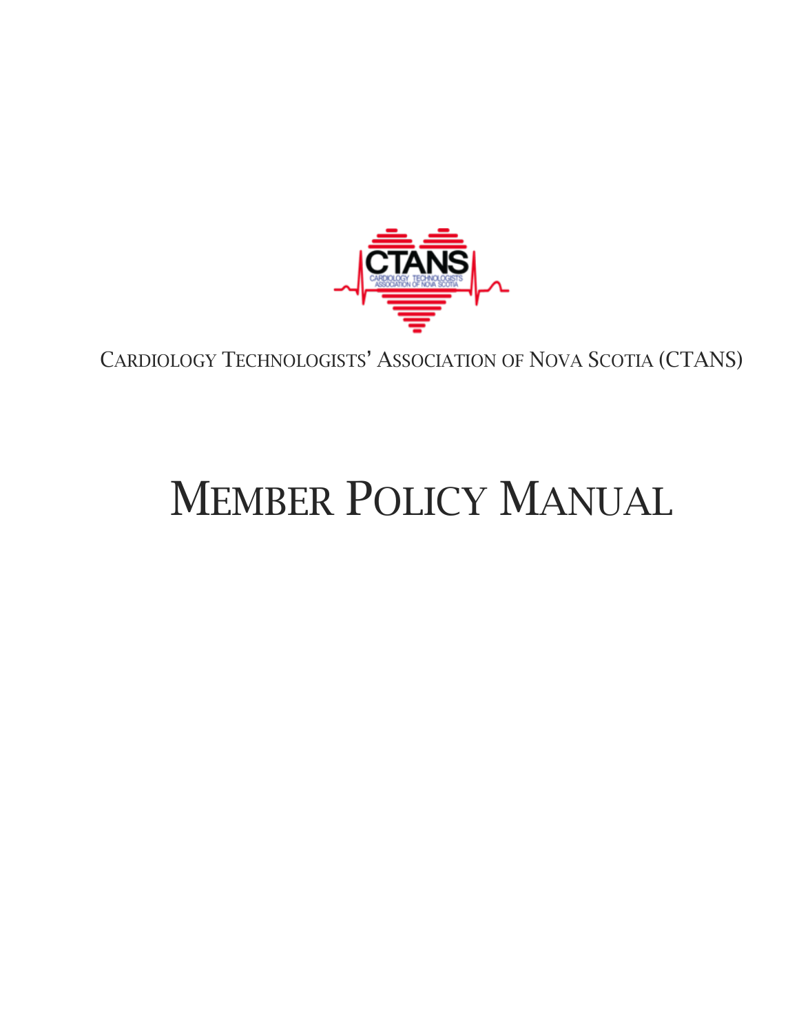CARDIOLOGY TECHNOLOGISTS' ASSOCIATION OF NOVA SCOTIA (CTANS)

# MEMBER POLICY MANUAL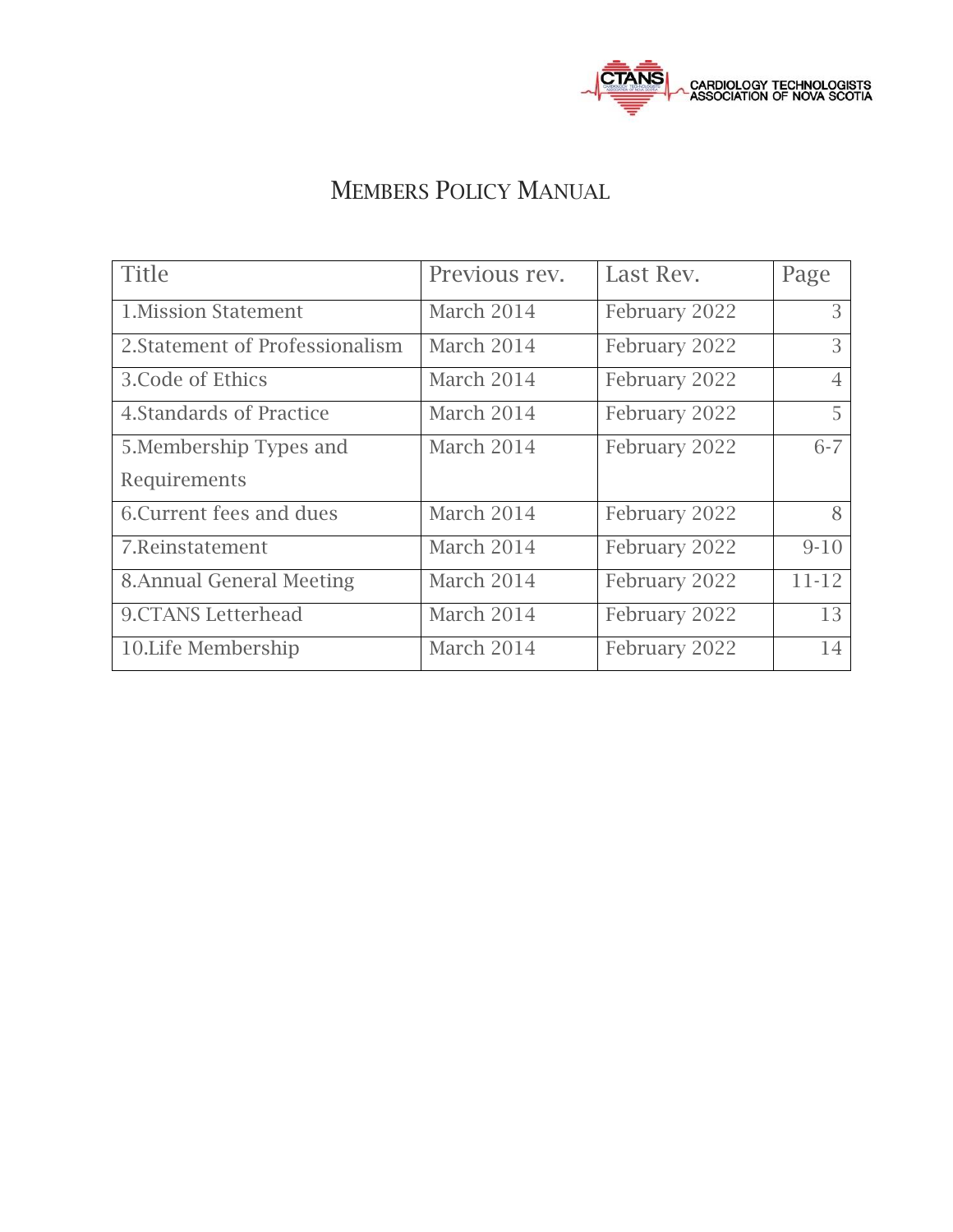CARDIOLOGY TECHNOLOGISTS ASSOCIATION OF NOVA SCOTIA

# MEMBERS POLICY MANUAL

| Title | Previous rev. | Last Rev. | Page |
|---|---|---|---|
| 1.Mission Statement | March 2014 | February 2022 | 3 |
| 2.Statement of Professionalism | March 2014 | February 2022 | 3 |
| 3.Code of Ethics | March 2014 | February 2022 | 4 |
| 4.Standards of Practice | March 2014 | February 2022 | 5 |
| 5.Membership Types and Requirements | March 2014 | February 2022 | 6-7 |
| 6.Current fees and dues | March 2014 | February 2022 | 8 |
| 7.Reinstatement | March 2014 | February 2022 | 9-10 |
| 8.Annual General Meeting | March 2014 | February 2022 | 11-12 |
| 9.CTANS Letterhead | March 2014 | February 2022 | 13 |
| 10.Life Membership | March 2014 | February 2022 | 14 |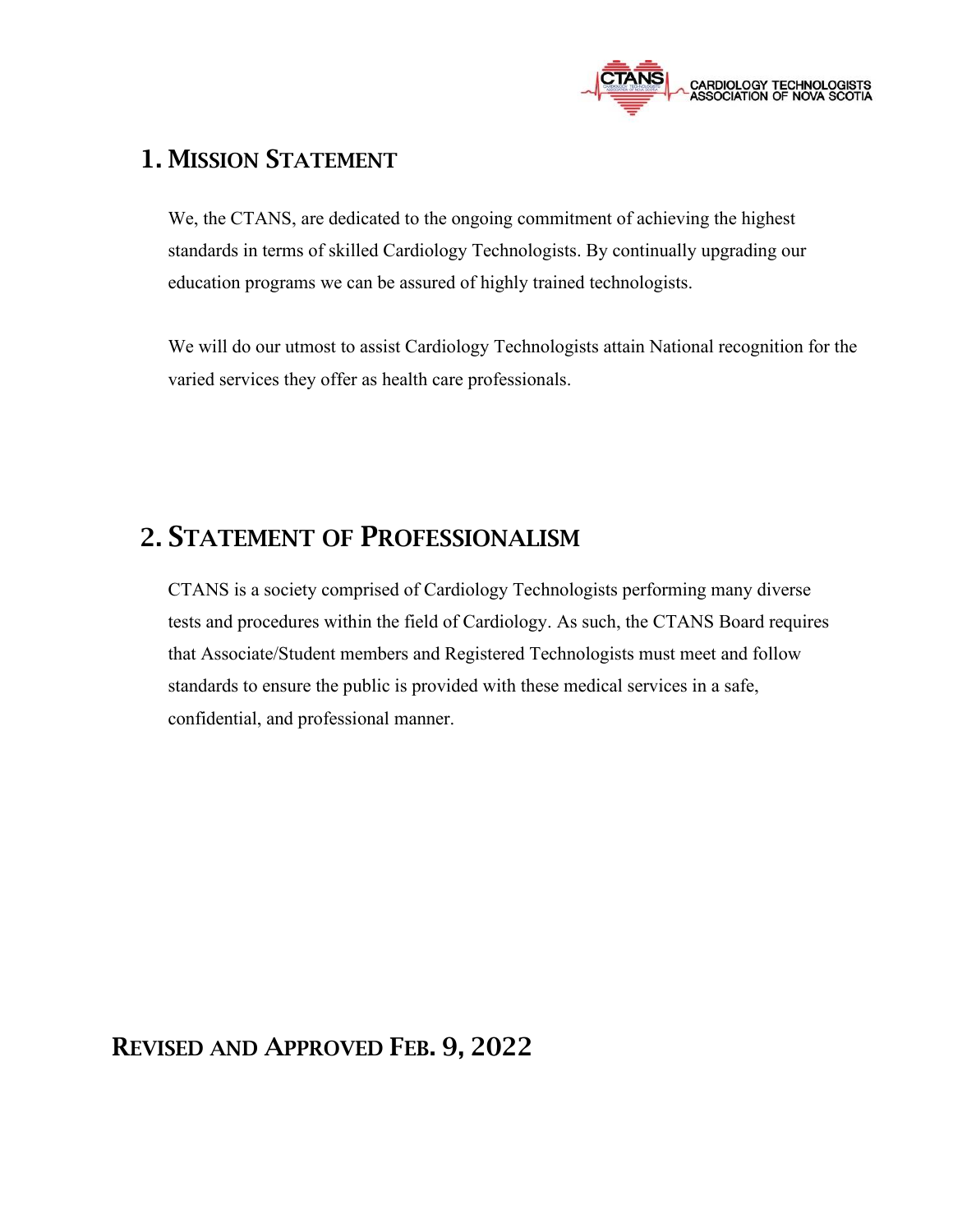## 1. Mission Statement

We, the CTANS, are dedicated to the ongoing commitment of achieving the highest standards in terms of skilled Cardiology Technologists. By continually upgrading our education programs we can be assured of highly trained technologists.

We will do our utmost to assist Cardiology Technologists attain National recognition for the varied services they offer as health care professionals.

## 2. Statement of Professionalism

CTANS is a society comprised of Cardiology Technologists performing many diverse tests and procedures within the field of Cardiology. As such, the CTANS Board requires that Associate/Student members and Registered Technologists must meet and follow standards to ensure the public is provided with these medical services in a safe, confidential, and professional manner.

**Revised and Approved Feb. 9, 2022**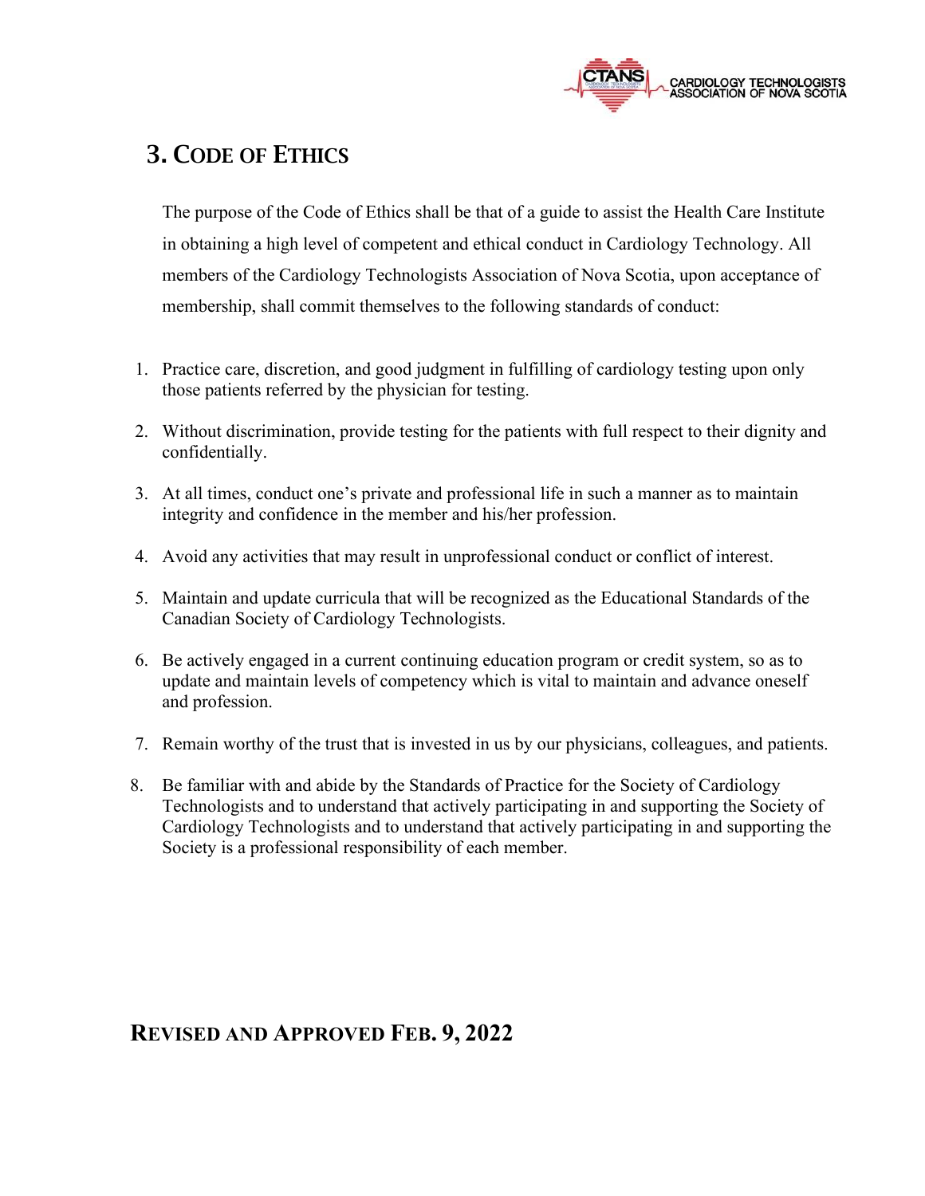## 3. Code of Ethics

The purpose of the Code of Ethics shall be that of a guide to assist the Health Care Institute in obtaining a high level of competent and ethical conduct in Cardiology Technology. All members of the Cardiology Technologists Association of Nova Scotia, upon acceptance of membership, shall commit themselves to the following standards of conduct:

1. Practice care, discretion, and good judgment in fulfilling of cardiology testing upon only those patients referred by the physician for testing.
2. Without discrimination, provide testing for the patients with full respect to their dignity and confidentially.
3. At all times, conduct one's private and professional life in such a manner as to maintain integrity and confidence in the member and his/her profession.
4. Avoid any activities that may result in unprofessional conduct or conflict of interest.
5. Maintain and update curricula that will be recognized as the Educational Standards of the Canadian Society of Cardiology Technologists.
6. Be actively engaged in a current continuing education program or credit system, so as to update and maintain levels of competency which is vital to maintain and advance oneself and profession.
7. Remain worthy of the trust that is invested in us by our physicians, colleagues, and patients.
8. Be familiar with and abide by the Standards of Practice for the Society of Cardiology Technologists and to understand that actively participating in and supporting the Society of Cardiology Technologists and to understand that actively participating in and supporting the Society is a professional responsibility of each member.

## Revised and Approved Feb. 9, 2022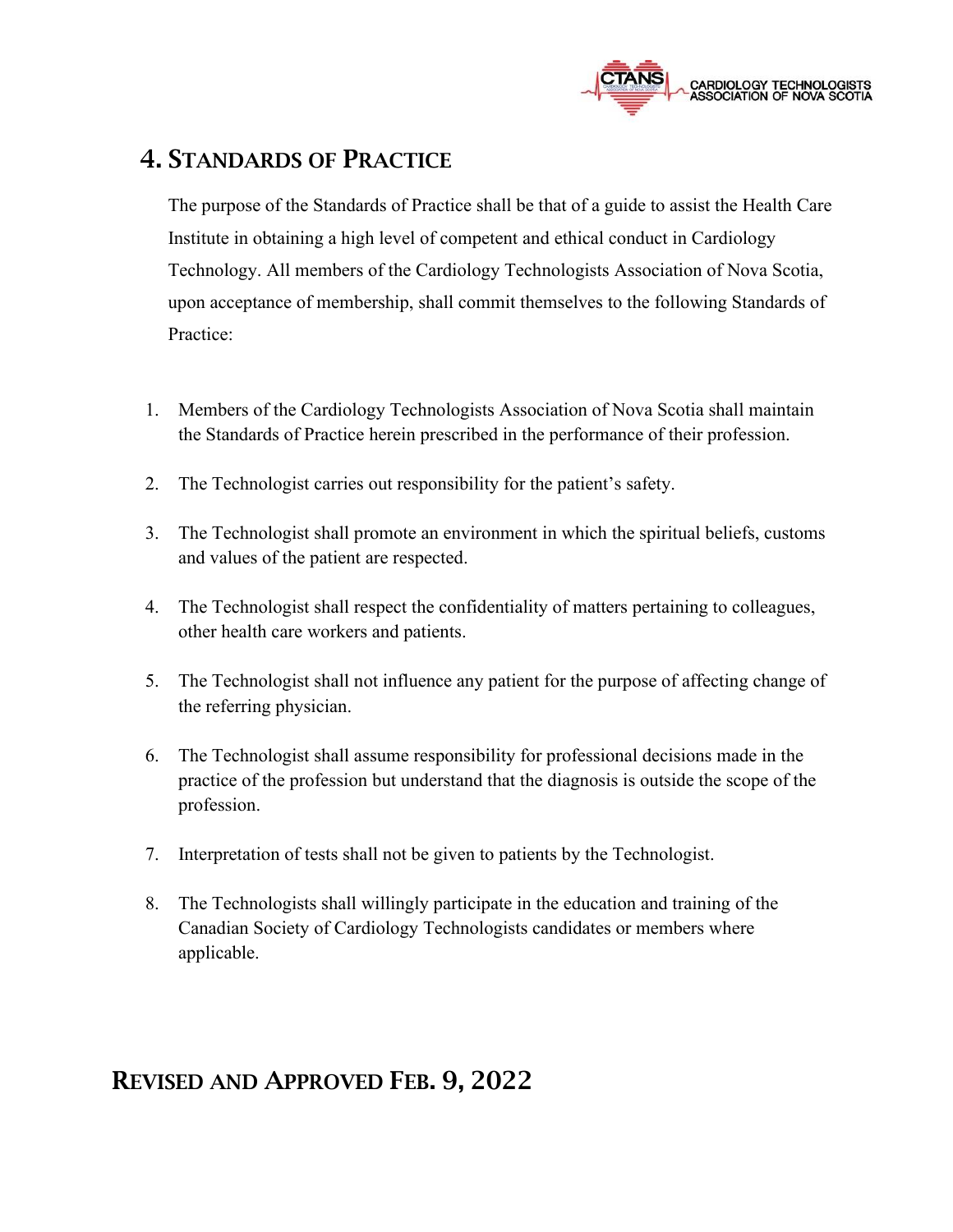## 4. Standards of Practice

The purpose of the Standards of Practice shall be that of a guide to assist the Health Care Institute in obtaining a high level of competent and ethical conduct in Cardiology Technology. All members of the Cardiology Technologists Association of Nova Scotia, upon acceptance of membership, shall commit themselves to the following Standards of Practice:

1. Members of the Cardiology Technologists Association of Nova Scotia shall maintain the Standards of Practice herein prescribed in the performance of their profession.
2. The Technologist carries out responsibility for the patient's safety.
3. The Technologist shall promote an environment in which the spiritual beliefs, customs and values of the patient are respected.
4. The Technologist shall respect the confidentiality of matters pertaining to colleagues, other health care workers and patients.
5. The Technologist shall not influence any patient for the purpose of affecting change of the referring physician.
6. The Technologist shall assume responsibility for professional decisions made in the practice of the profession but understand that the diagnosis is outside the scope of the profession.
7. Interpretation of tests shall not be given to patients by the Technologist.
8. The Technologists shall willingly participate in the education and training of the Canadian Society of Cardiology Technologists candidates or members where applicable.

## Revised and Approved Feb. 9, 2022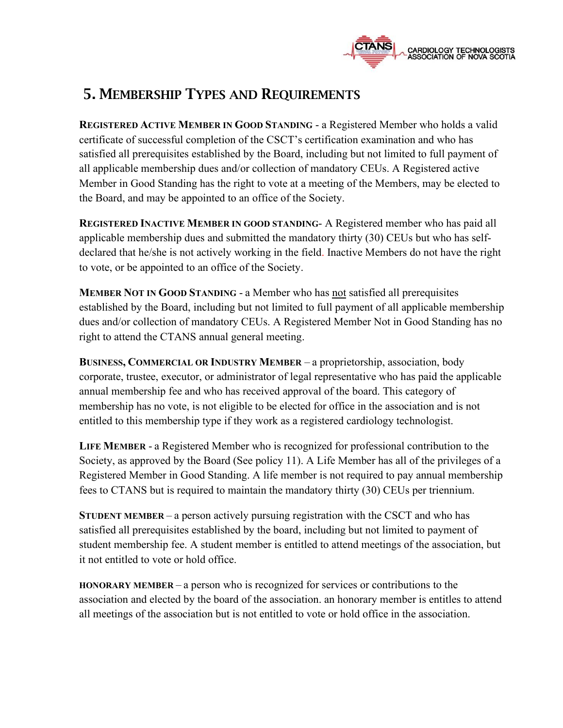## 5. Membership Types and Requirements

**Registered Active Member in Good Standing** - a Registered Member who holds a valid certificate of successful completion of the CSCT's certification examination and who has satisfied all prerequisites established by the Board, including but not limited to full payment of all applicable membership dues and/or collection of mandatory CEUs. A Registered active Member in Good Standing has the right to vote at a meeting of the Members, may be elected to the Board, and may be appointed to an office of the Society.

**Registered Inactive Member in good standing**- A Registered member who has paid all applicable membership dues and submitted the mandatory thirty (30) CEUs but who has self-declared that he/she is not actively working in the field. Inactive Members do not have the right to vote, or be appointed to an office of the Society.

**Member Not in Good Standing** - a Member who has not satisfied all prerequisites established by the Board, including but not limited to full payment of all applicable membership dues and/or collection of mandatory CEUs. A Registered Member Not in Good Standing has no right to attend the CTANS annual general meeting.

**Business, Commercial or Industry Member** – a proprietorship, association, body corporate, trustee, executor, or administrator of legal representative who has paid the applicable annual membership fee and who has received approval of the board. This category of membership has no vote, is not eligible to be elected for office in the association and is not entitled to this membership type if they work as a registered cardiology technologist.

**Life Member** - a Registered Member who is recognized for professional contribution to the Society, as approved by the Board (See policy 11). A Life Member has all of the privileges of a Registered Member in Good Standing. A life member is not required to pay annual membership fees to CTANS but is required to maintain the mandatory thirty (30) CEUs per triennium.

**Student member** – a person actively pursuing registration with the CSCT and who has satisfied all prerequisites established by the board, including but not limited to payment of student membership fee. A student member is entitled to attend meetings of the association, but it not entitled to vote or hold office.

**honorary member** – a person who is recognized for services or contributions to the association and elected by the board of the association. an honorary member is entitles to attend all meetings of the association but is not entitled to vote or hold office in the association.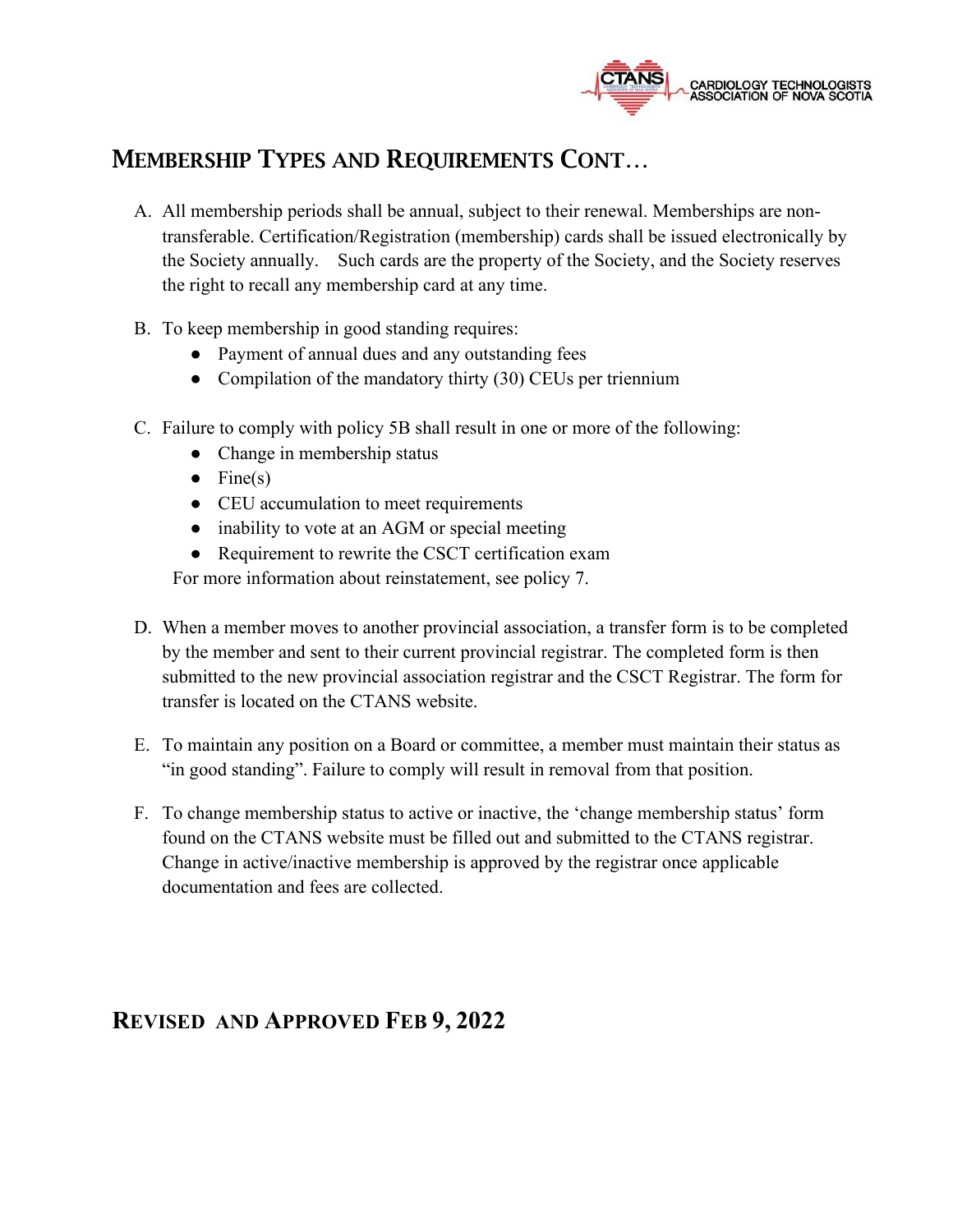## MEMBERSHIP TYPES AND REQUIREMENTS CONT…

A. All membership periods shall be annual, subject to their renewal. Memberships are non-transferable. Certification/Registration (membership) cards shall be issued electronically by the Society annually. Such cards are the property of the Society, and the Society reserves the right to recall any membership card at any time.

B. To keep membership in good standing requires:
   - Payment of annual dues and any outstanding fees
   - Compilation of the mandatory thirty (30) CEUs per triennium

C. Failure to comply with policy 5B shall result in one or more of the following:
   - Change in membership status
   - Fine(s)
   - CEU accumulation to meet requirements
   - inability to vote at an AGM or special meeting
   - Requirement to rewrite the CSCT certification exam

   For more information about reinstatement, see policy 7.

D. When a member moves to another provincial association, a transfer form is to be completed by the member and sent to their current provincial registrar. The completed form is then submitted to the new provincial association registrar and the CSCT Registrar. The form for transfer is located on the CTANS website.

E. To maintain any position on a Board or committee, a member must maintain their status as "in good standing". Failure to comply will result in removal from that position.

F. To change membership status to active or inactive, the 'change membership status' form found on the CTANS website must be filled out and submitted to the CTANS registrar. Change in active/inactive membership is approved by the registrar once applicable documentation and fees are collected.

## REVISED AND APPROVED FEB 9, 2022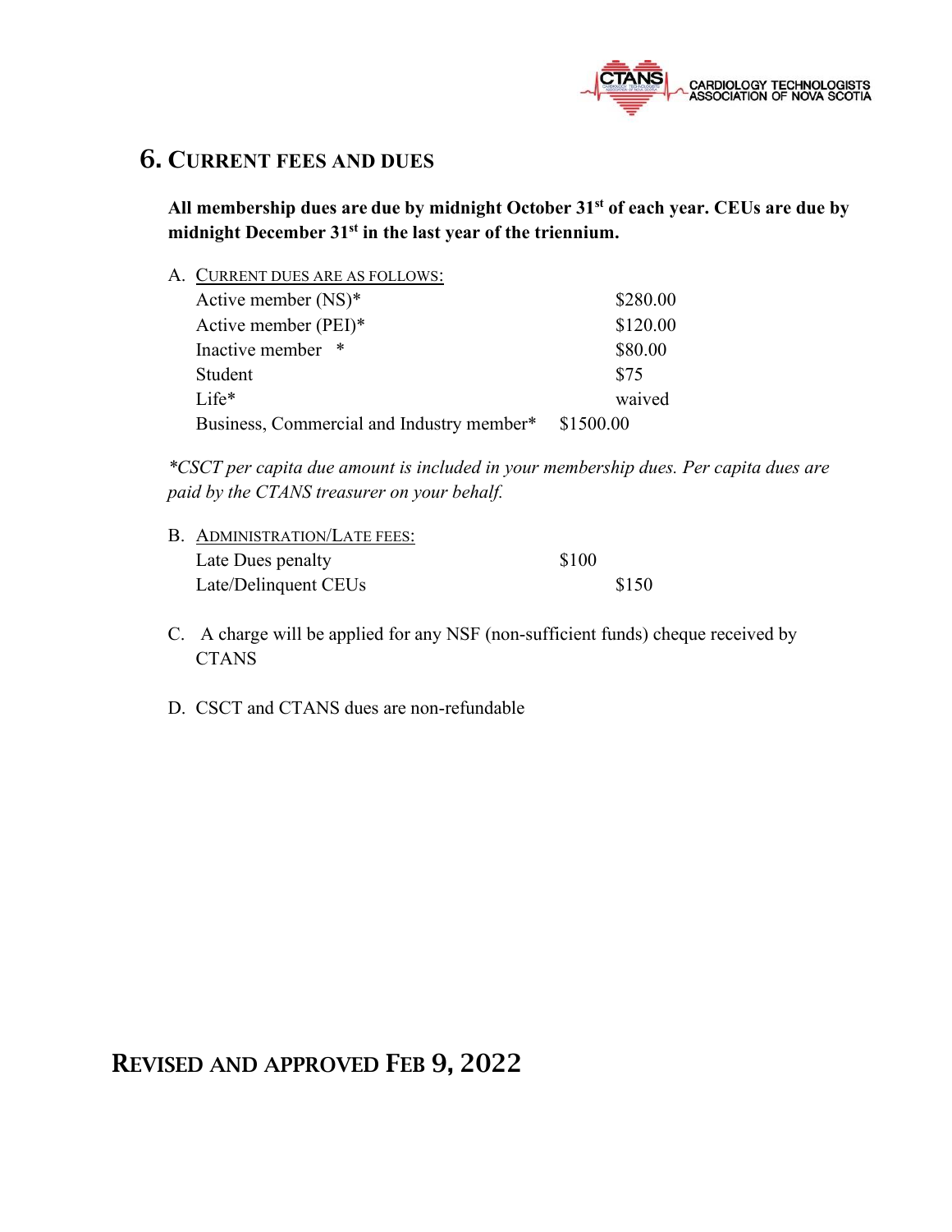## 6. Current fees and dues

**All membership dues are due by midnight October 31st of each year. CEUs are due by midnight December 31st in the last year of the triennium.**

A. Current dues are as follows:

| | |
|---|---|
| Active member (NS)* | $280.00 |
| Active member (PEI)* | $120.00 |
| Inactive member * | $80.00 |
| Student | $75 |
| Life* | waived |
| Business, Commercial and Industry member* | $1500.00 |

*\*CSCT per capita due amount is included in your membership dues. Per capita dues are paid by the CTANS treasurer on your behalf.*

B. Administration/Late fees:

| | |
|---|---|
| Late Dues penalty | $100 |
| Late/Delinquent CEUs | $150 |

C. A charge will be applied for any NSF (non-sufficient funds) cheque received by CTANS

D. CSCT and CTANS dues are non-refundable

**Revised and approved Feb 9, 2022**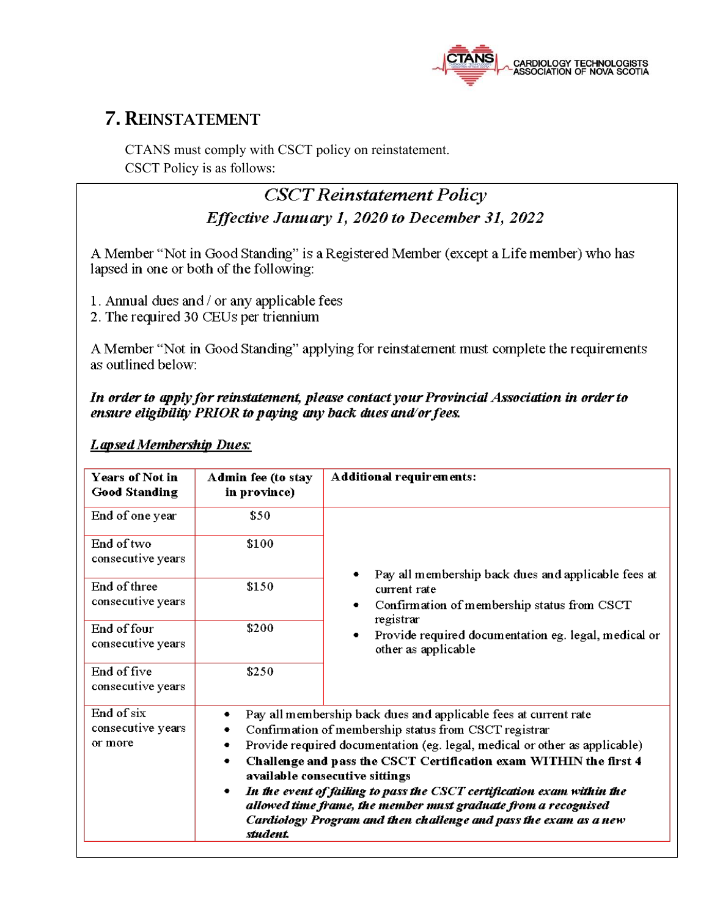## 7. Reinstatement

CTANS must comply with CSCT policy on reinstatement.
CSCT Policy is as follows:

### *CSCT Reinstatement Policy*

### *Effective January 1, 2020 to December 31, 2022*

A Member "Not in Good Standing" is a Registered Member (except a Life member) who has lapsed in one or both of the following:

1. Annual dues and / or any applicable fees
2. The required 30 CEUs per triennium

A Member "Not in Good Standing" applying for reinstatement must complete the requirements as outlined below:

***In order to apply for reinstatement, please contact your Provincial Association in order to ensure eligibility PRIOR to paying any back dues and/or fees.***

***Lapsed Membership Dues:***

| Years of Not in Good Standing | Admin fee (to stay in province) | Additional requirements: |
|---|---|---|
| End of one year | $50 | • Pay all membership back dues and applicable fees at current rate<br>• Confirmation of membership status from CSCT registrar<br>• Provide required documentation eg. legal, medical or other as applicable |
| End of two consecutive years | $100 | |
| End of three consecutive years | $150 | |
| End of four consecutive years | $200 | |
| End of five consecutive years | $250 | |
| End of six consecutive years or more | • Pay all membership back dues and applicable fees at current rate<br>• Confirmation of membership status from CSCT registrar<br>• Provide required documentation (eg. legal, medical or other as applicable)<br>• **Challenge and pass the CSCT Certification exam WITHIN the first 4 available consecutive sittings**<br>• ***In the event of failing to pass the CSCT certification exam within the allowed time frame, the member must graduate from a recognised Cardiology Program and then challenge and pass the exam as a new student.*** | |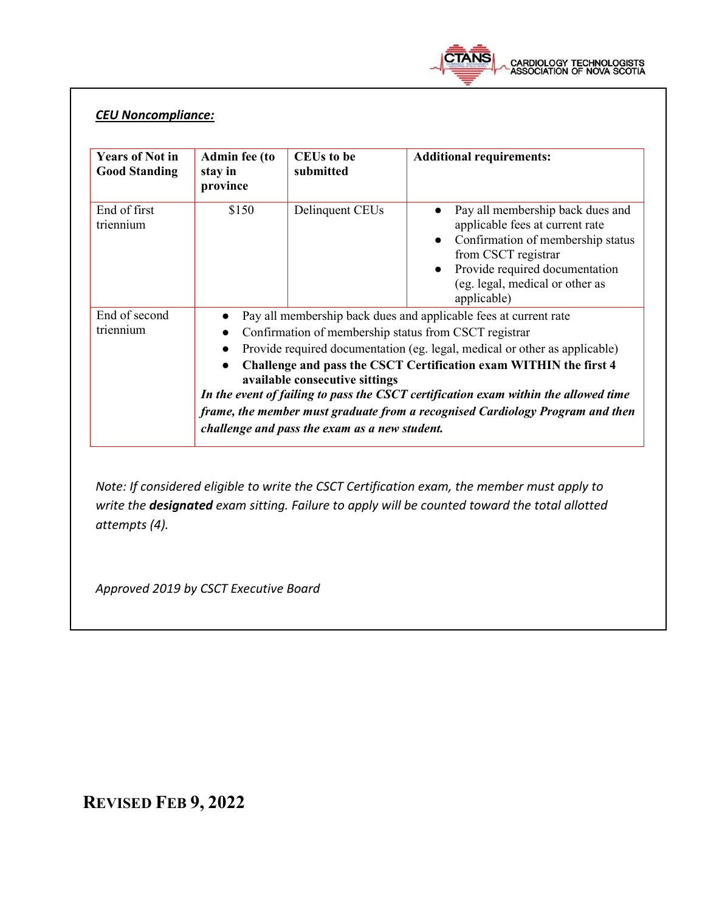***CEU Noncompliance:***

| Years of Not in Good Standing | Admin fee (to stay in province | CEUs to be submitted | Additional requirements: |
|---|---|---|---|
| End of first triennium | $150 | Delinquent CEUs | • Pay all membership back dues and applicable fees at current rate<br>• Confirmation of membership status from CSCT registrar<br>• Provide required documentation (eg. legal, medical or other as applicable) |
| End of second triennium | • Pay all membership back dues and applicable fees at current rate<br>• Confirmation of membership status from CSCT registrar<br>• Provide required documentation (eg. legal, medical or other as applicable)<br>• **Challenge and pass the CSCT Certification exam WITHIN the first 4 available consecutive sittings**<br>***In the event of failing to pass the CSCT certification exam within the allowed time frame, the member must graduate from a recognised Cardiology Program and then challenge and pass the exam as a new student.*** | | |

*Note: If considered eligible to write the CSCT Certification exam, the member must apply to write the **designated** exam sitting. Failure to apply will be counted toward the total allotted attempts (4).*

*Approved 2019 by CSCT Executive Board*

**REVISED FEB 9, 2022**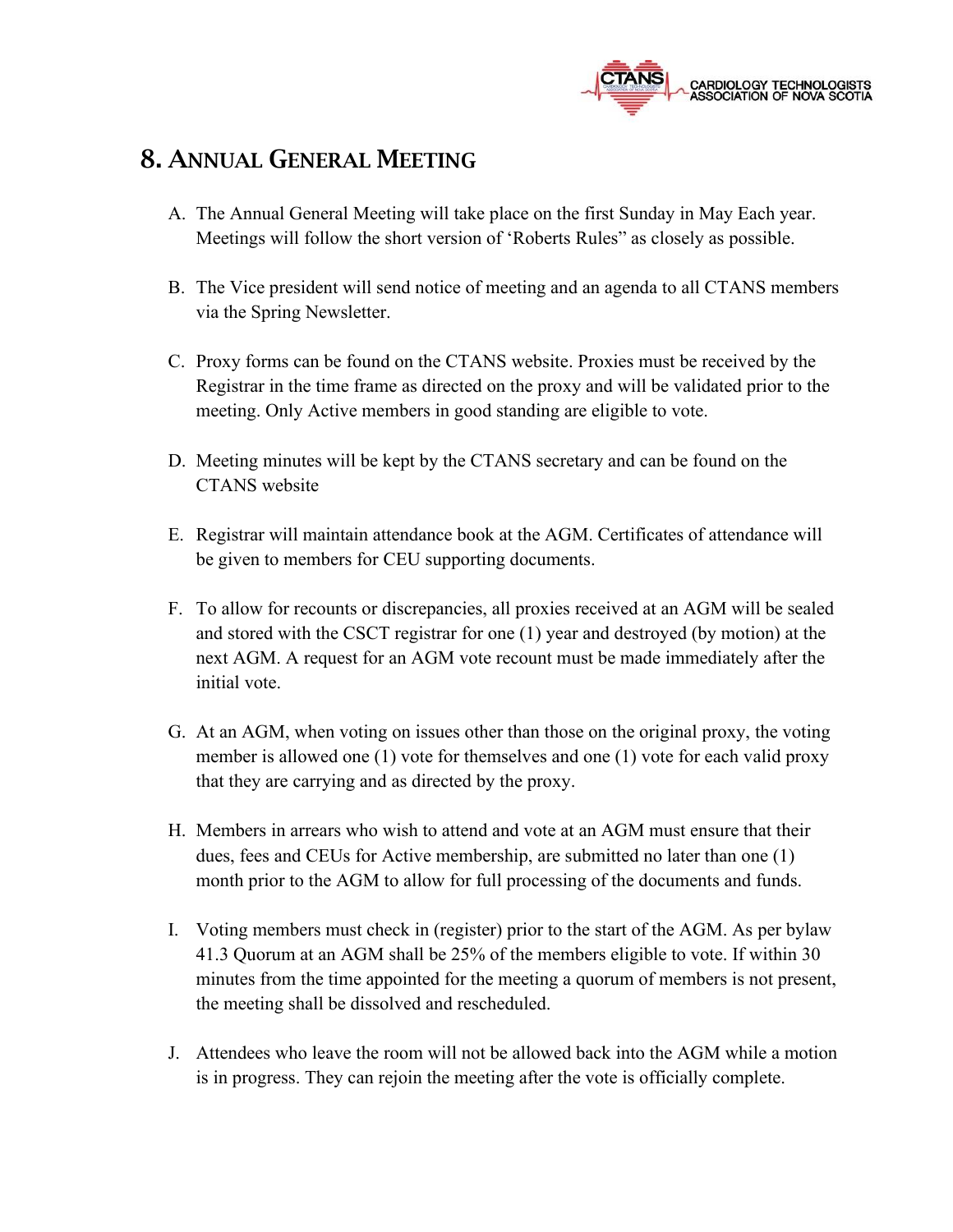## 8. Annual General Meeting

A. The Annual General Meeting will take place on the first Sunday in May Each year. Meetings will follow the short version of 'Roberts Rules" as closely as possible.

B. The Vice president will send notice of meeting and an agenda to all CTANS members via the Spring Newsletter.

C. Proxy forms can be found on the CTANS website. Proxies must be received by the Registrar in the time frame as directed on the proxy and will be validated prior to the meeting. Only Active members in good standing are eligible to vote.

D. Meeting minutes will be kept by the CTANS secretary and can be found on the CTANS website

E. Registrar will maintain attendance book at the AGM. Certificates of attendance will be given to members for CEU supporting documents.

F. To allow for recounts or discrepancies, all proxies received at an AGM will be sealed and stored with the CSCT registrar for one (1) year and destroyed (by motion) at the next AGM. A request for an AGM vote recount must be made immediately after the initial vote.

G. At an AGM, when voting on issues other than those on the original proxy, the voting member is allowed one (1) vote for themselves and one (1) vote for each valid proxy that they are carrying and as directed by the proxy.

H. Members in arrears who wish to attend and vote at an AGM must ensure that their dues, fees and CEUs for Active membership, are submitted no later than one (1) month prior to the AGM to allow for full processing of the documents and funds.

I. Voting members must check in (register) prior to the start of the AGM. As per bylaw 41.3 Quorum at an AGM shall be 25% of the members eligible to vote. If within 30 minutes from the time appointed for the meeting a quorum of members is not present, the meeting shall be dissolved and rescheduled.

J. Attendees who leave the room will not be allowed back into the AGM while a motion is in progress. They can rejoin the meeting after the vote is officially complete.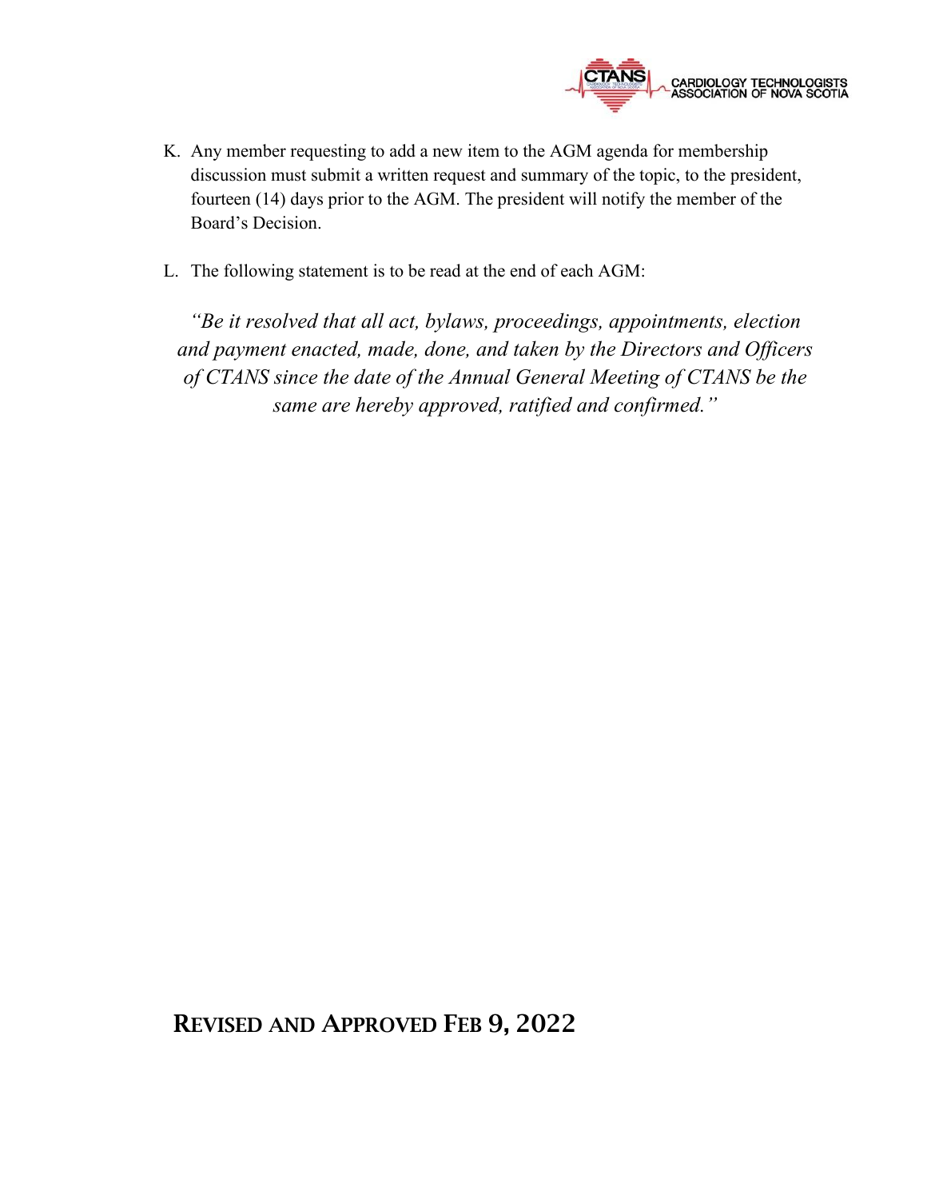K. Any member requesting to add a new item to the AGM agenda for membership discussion must submit a written request and summary of the topic, to the president, fourteen (14) days prior to the AGM. The president will notify the member of the Board's Decision.

L. The following statement is to be read at the end of each AGM:

*"Be it resolved that all act, bylaws, proceedings, appointments, election and payment enacted, made, done, and taken by the Directors and Officers of CTANS since the date of the Annual General Meeting of CTANS be the same are hereby approved, ratified and confirmed."*

**REVISED AND APPROVED FEB 9, 2022**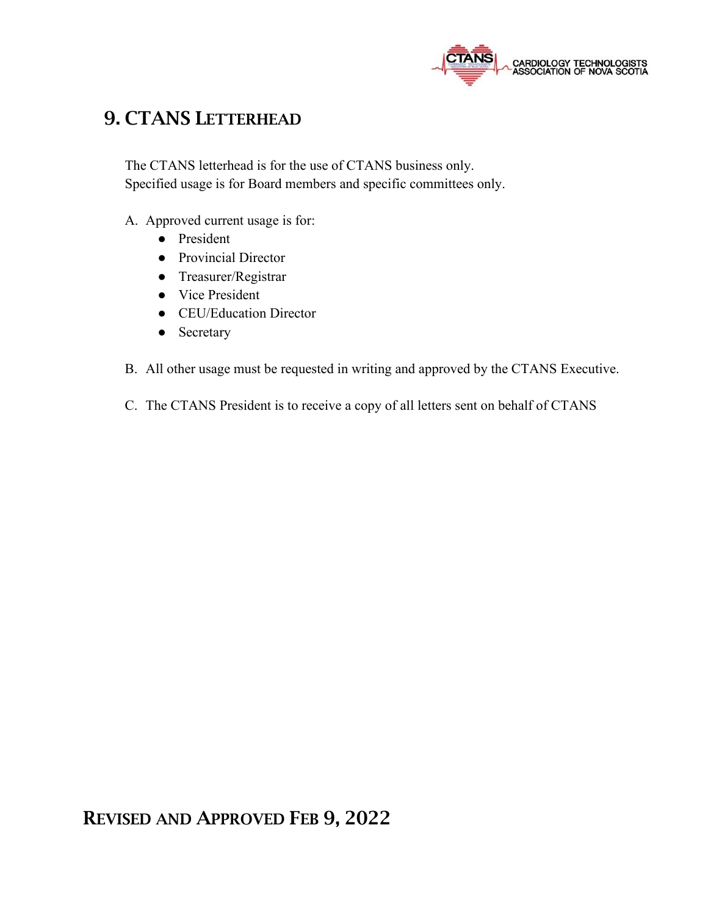## 9. CTANS Letterhead

The CTANS letterhead is for the use of CTANS business only.
Specified usage is for Board members and specific committees only.

A. Approved current usage is for:
   - President
   - Provincial Director
   - Treasurer/Registrar
   - Vice President
   - CEU/Education Director
   - Secretary

B. All other usage must be requested in writing and approved by the CTANS Executive.

C. The CTANS President is to receive a copy of all letters sent on behalf of CTANS

## Revised and Approved Feb 9, 2022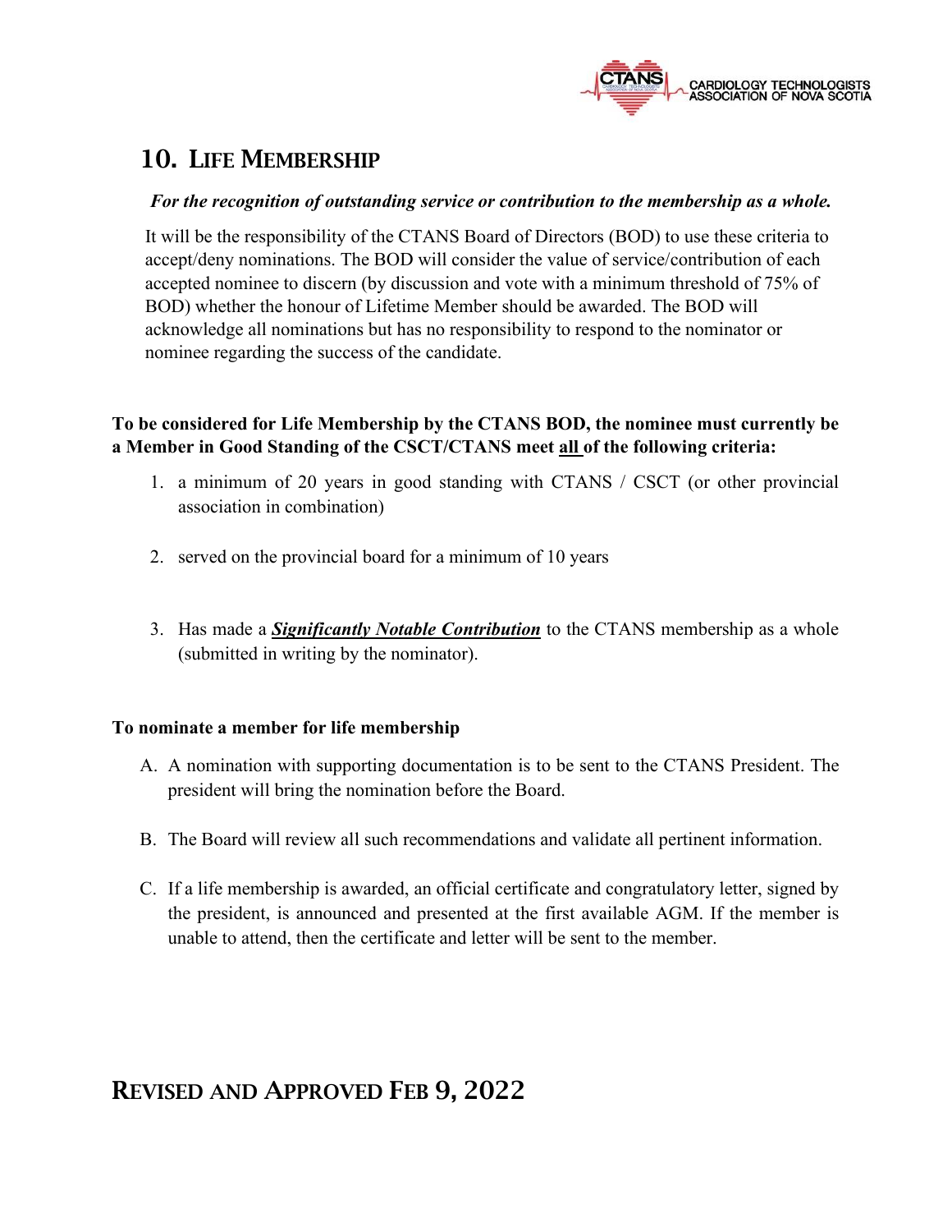## 10. Life Membership

***For the recognition of outstanding service or contribution to the membership as a whole.***

It will be the responsibility of the CTANS Board of Directors (BOD) to use these criteria to accept/deny nominations. The BOD will consider the value of service/contribution of each accepted nominee to discern (by discussion and vote with a minimum threshold of 75% of BOD) whether the honour of Lifetime Member should be awarded. The BOD will acknowledge all nominations but has no responsibility to respond to the nominator or nominee regarding the success of the candidate.

**To be considered for Life Membership by the CTANS BOD, the nominee must currently be a Member in Good Standing of the CSCT/CTANS meet <u>all</u> of the following criteria:**

1. a minimum of 20 years in good standing with CTANS / CSCT (or other provincial association in combination)
2. served on the provincial board for a minimum of 10 years
3. Has made a ***<u>Significantly Notable Contribution</u>*** to the CTANS membership as a whole (submitted in writing by the nominator).

**To nominate a member for life membership**

A. A nomination with supporting documentation is to be sent to the CTANS President. The president will bring the nomination before the Board.

B. The Board will review all such recommendations and validate all pertinent information.

C. If a life membership is awarded, an official certificate and congratulatory letter, signed by the president, is announced and presented at the first available AGM. If the member is unable to attend, then the certificate and letter will be sent to the member.

## Revised and Approved Feb 9, 2022